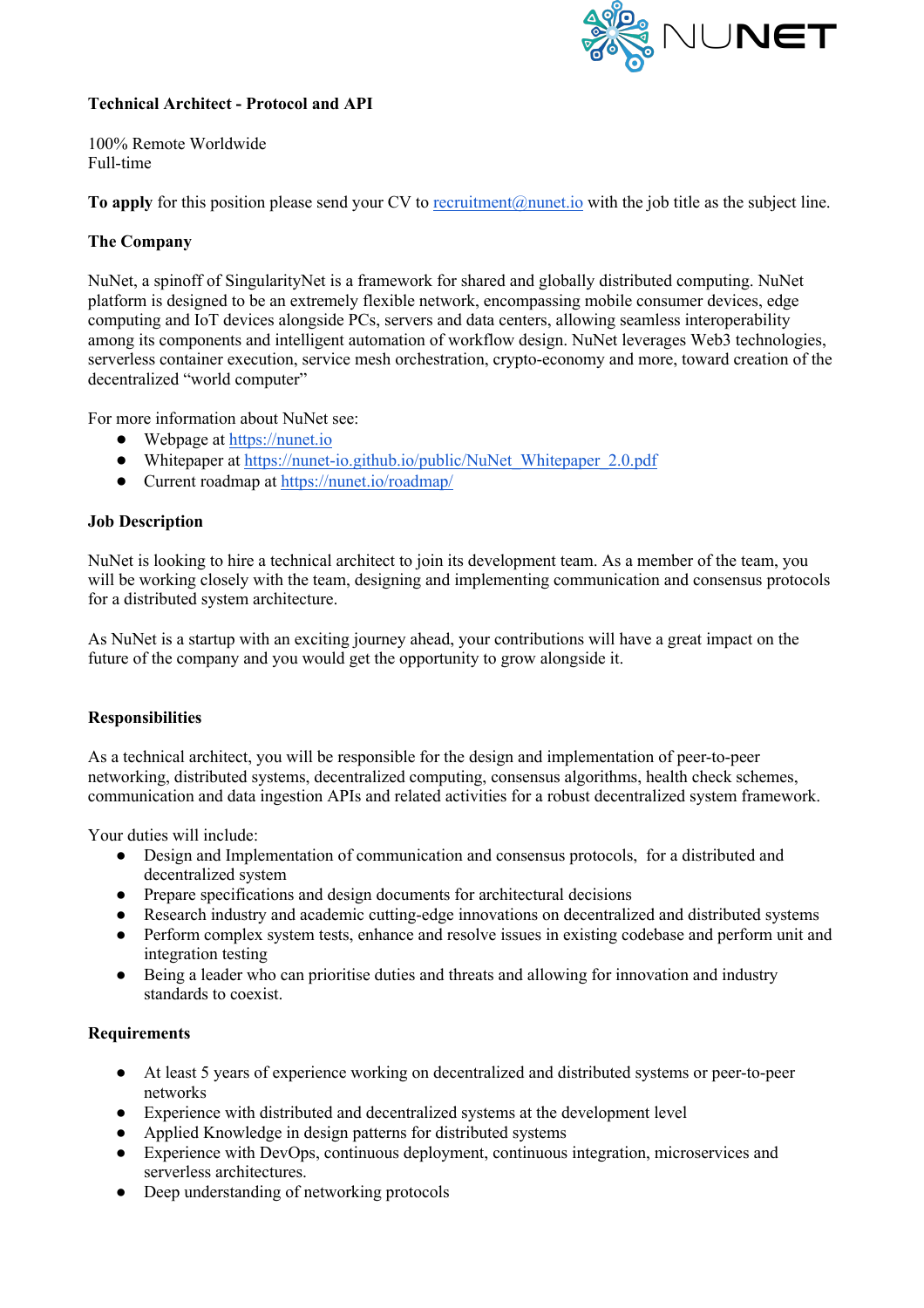# Technical Architect - Protocol and API

100% Remote Worldwide
Full-time

**To apply** for this position please send your CV to recruitment@nunet.io with the job title as the subject line.

## The Company

NuNet, a spinoff of SingularityNet is a framework for shared and globally distributed computing. NuNet platform is designed to be an extremely flexible network, encompassing mobile consumer devices, edge computing and IoT devices alongside PCs, servers and data centers, allowing seamless interoperability among its components and intelligent automation of workflow design. NuNet leverages Web3 technologies, serverless container execution, service mesh orchestration, crypto-economy and more, toward creation of the decentralized "world computer"

For more information about NuNet see:

- Webpage at https://nunet.io
- Whitepaper at https://nunet-io.github.io/public/NuNet_Whitepaper_2.0.pdf
- Current roadmap at https://nunet.io/roadmap/

## Job Description

NuNet is looking to hire a technical architect to join its development team. As a member of the team, you will be working closely with the team, designing and implementing communication and consensus protocols for a distributed system architecture.

As NuNet is a startup with an exciting journey ahead, your contributions will have a great impact on the future of the company and you would get the opportunity to grow alongside it.

## Responsibilities

As a technical architect, you will be responsible for the design and implementation of peer-to-peer networking, distributed systems, decentralized computing, consensus algorithms, health check schemes, communication and data ingestion APIs and related activities for a robust decentralized system framework.

Your duties will include:

- Design and Implementation of communication and consensus protocols, for a distributed and decentralized system
- Prepare specifications and design documents for architectural decisions
- Research industry and academic cutting-edge innovations on decentralized and distributed systems
- Perform complex system tests, enhance and resolve issues in existing codebase and perform unit and integration testing
- Being a leader who can prioritise duties and threats and allowing for innovation and industry standards to coexist.

## Requirements

- At least 5 years of experience working on decentralized and distributed systems or peer-to-peer networks
- Experience with distributed and decentralized systems at the development level
- Applied Knowledge in design patterns for distributed systems
- Experience with DevOps, continuous deployment, continuous integration, microservices and serverless architectures.
- Deep understanding of networking protocols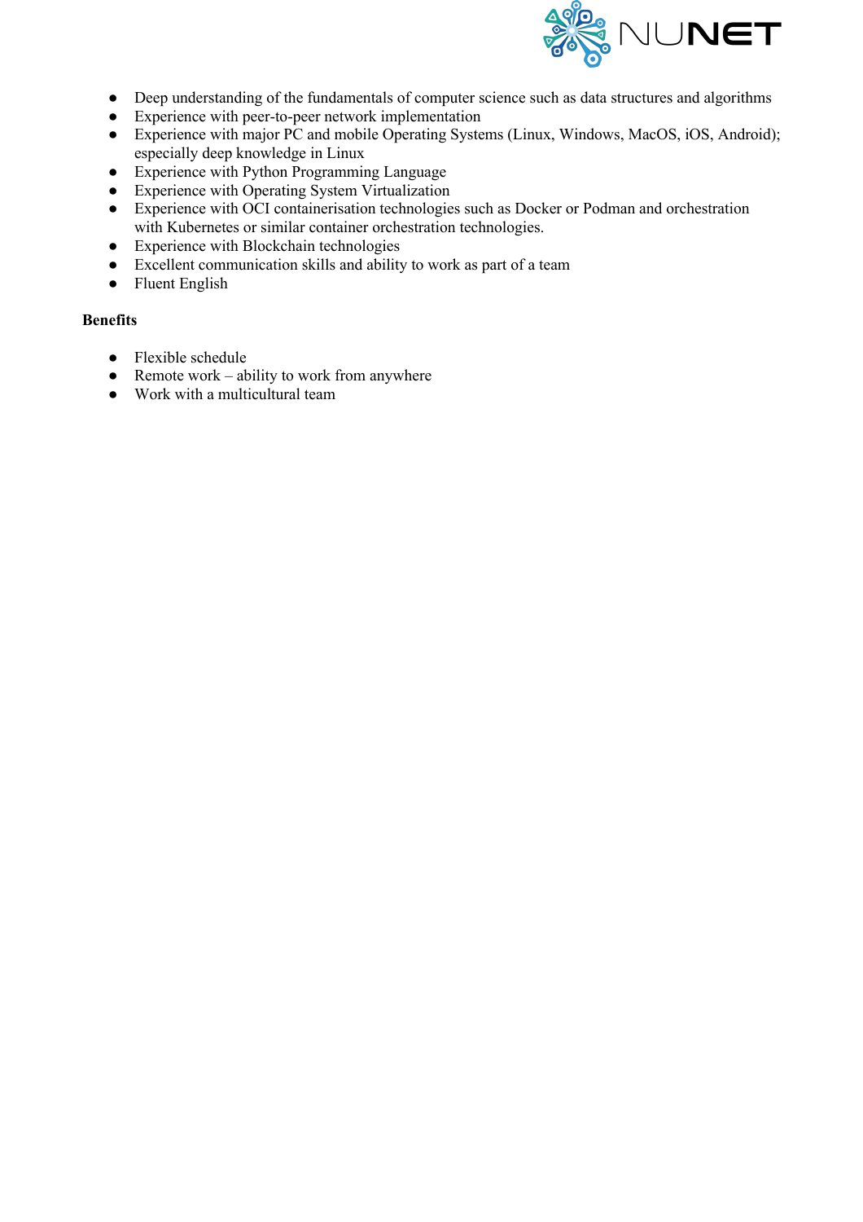- Deep understanding of the fundamentals of computer science such as data structures and algorithms
- Experience with peer-to-peer network implementation
- Experience with major PC and mobile Operating Systems (Linux, Windows, MacOS, iOS, Android); especially deep knowledge in Linux
- Experience with Python Programming Language
- Experience with Operating System Virtualization
- Experience with OCI containerisation technologies such as Docker or Podman and orchestration with Kubernetes or similar container orchestration technologies.
- Experience with Blockchain technologies
- Excellent communication skills and ability to work as part of a team
- Fluent English

**Benefits**

- Flexible schedule
- Remote work – ability to work from anywhere
- Work with a multicultural team